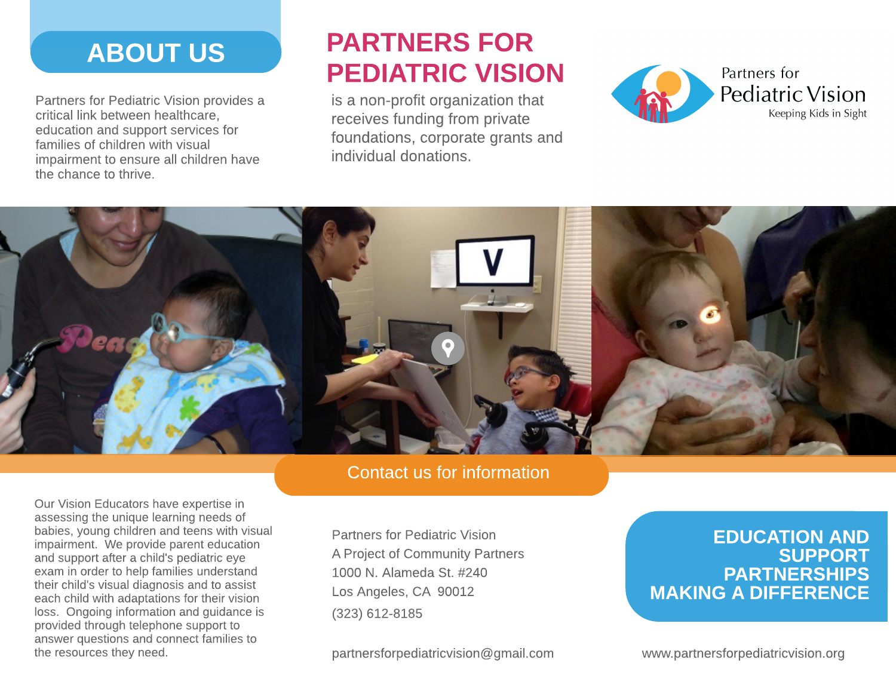## ABOUT US

Partners for Pediatric Vision provides a critical link between healthcare, education and support services for families of children with visual impairment to ensure all children have the chance to thrive.

# PARTNERS FOR PEDIATRIC VISION

is a non-profit organization that receives funding from private foundations, corporate grants and individual donations.

Partners for Pediatric Vision
Keeping Kids in Sight

Our Vision Educators have expertise in assessing the unique learning needs of babies, young children and teens with visual impairment. We provide parent education and support after a child's pediatric eye exam in order to help families understand their child's visual diagnosis and to assist each child with adaptations for their vision loss. Ongoing information and guidance is provided through telephone support to answer questions and connect families to the resources they need.

## Contact us for information

Partners for Pediatric Vision
A Project of Community Partners
1000 N. Alameda St. #240
Los Angeles, CA 90012
(323) 612-8185

partnersforpediatricvision@gmail.com

## EDUCATION AND SUPPORT PARTNERSHIPS MAKING A DIFFERENCE

www.partnersforpediatricvision.org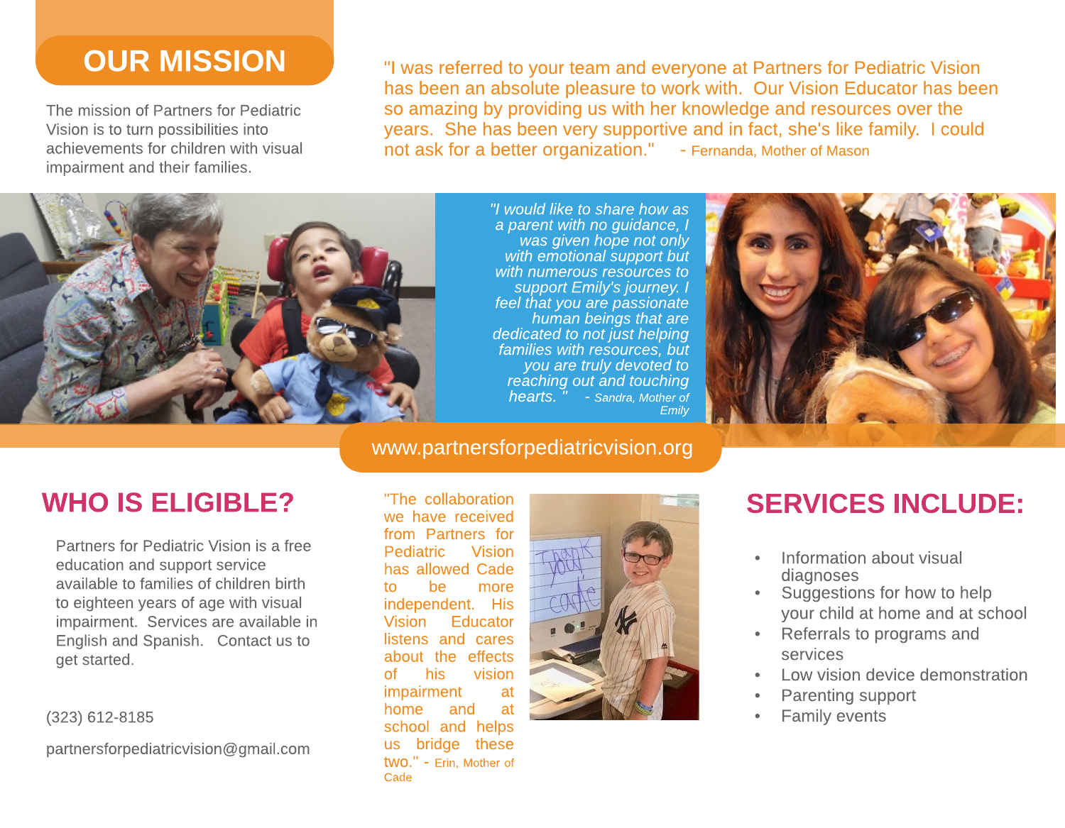## OUR MISSION

The mission of Partners for Pediatric Vision is to turn possibilities into achievements for children with visual impairment and their families.

"I was referred to your team and everyone at Partners for Pediatric Vision has been an absolute pleasure to work with. Our Vision Educator has been so amazing by providing us with her knowledge and resources over the years. She has been very supportive and in fact, she's like family. I could not ask for a better organization." - Fernanda, Mother of Mason

*"I would like to share how as a parent with no guidance, I was given hope not only with emotional support but with numerous resources to support Emily's journey. I feel that you are passionate human beings that are dedicated to not just helping families with resources, but you are truly devoted to reaching out and touching hearts."* - *Sandra, Mother of Emily*

www.partnersforpediatricvision.org

## WHO IS ELIGIBLE?

Partners for Pediatric Vision is a free education and support service available to families of children birth to eighteen years of age with visual impairment. Services are available in English and Spanish. Contact us to get started.

(323) 612-8185

partnersforpediatricvision@gmail.com

"The collaboration we have received from Partners for Pediatric Vision has allowed Cade to be more independent. His Vision Educator listens and cares about the effects of his vision impairment at home and at school and helps us bridge these two." - Erin, Mother of Cade

## SERVICES INCLUDE:

- Information about visual diagnoses
- Suggestions for how to help your child at home and at school
- Referrals to programs and services
- Low vision device demonstration
- Parenting support
- Family events